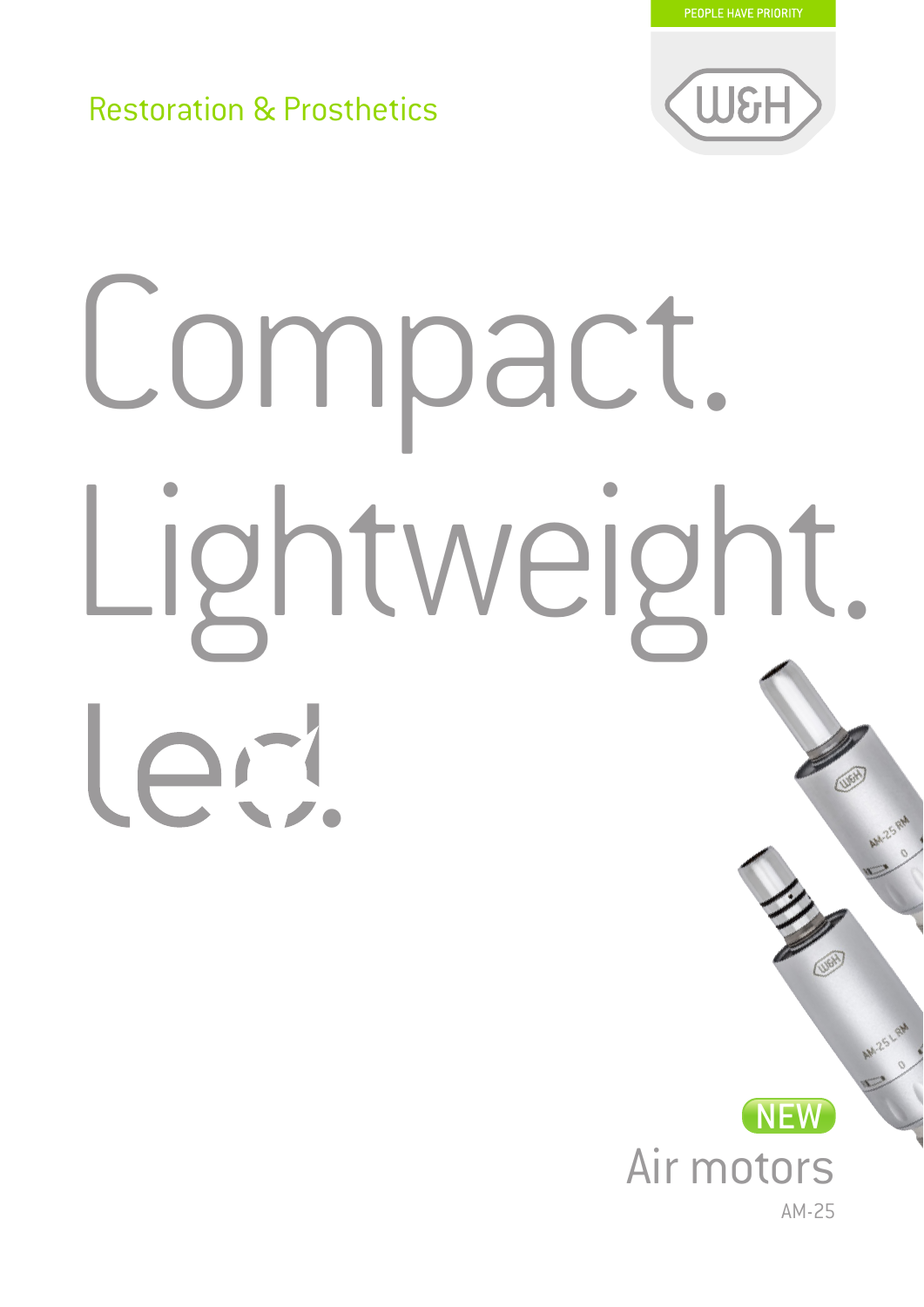PEOPLE HAVE PRIORITY

Restoration & Prosthetics

# Compact. Lightweight. led.

NEW

## Air motors

AM-25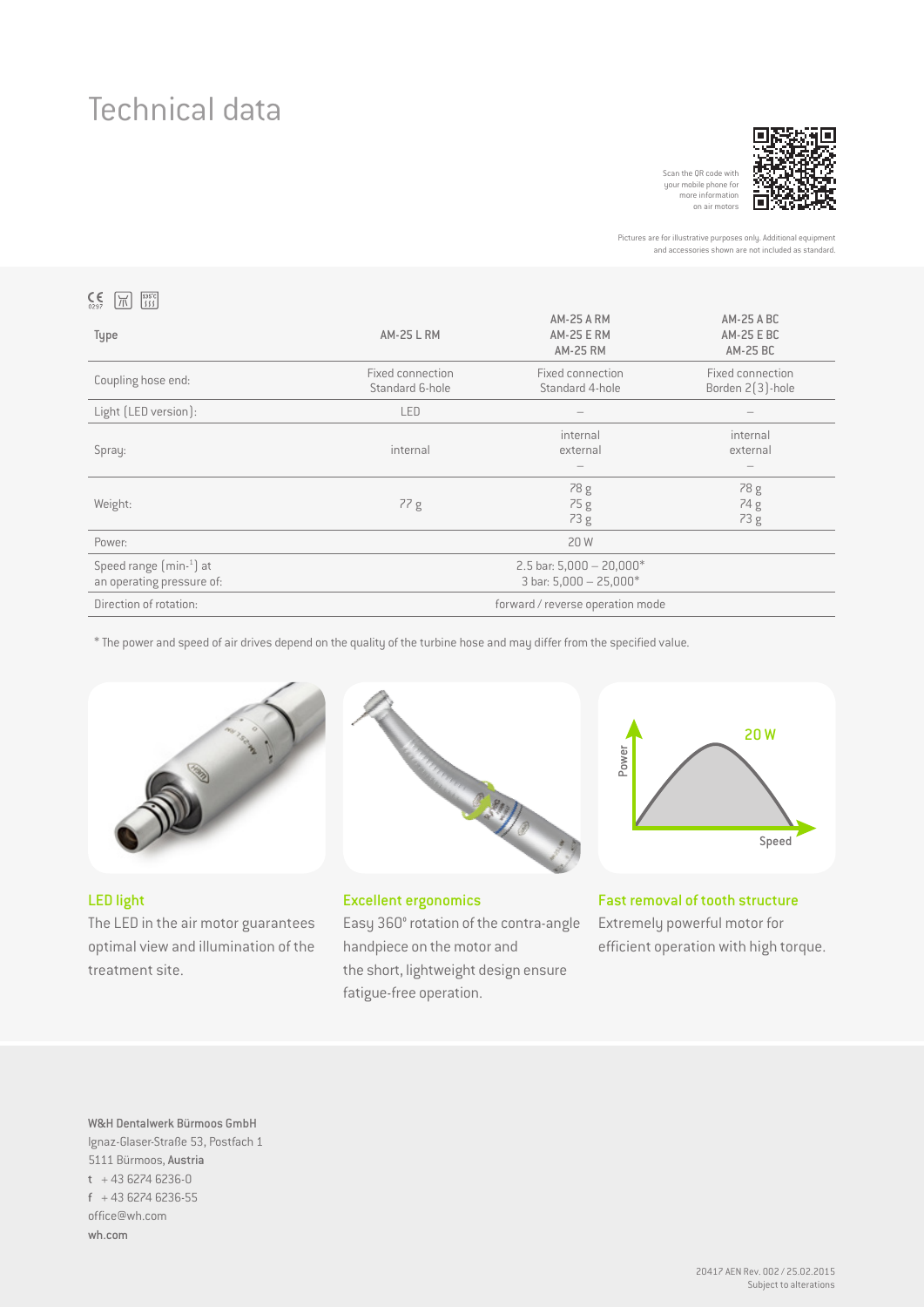# Technical data

Scan the QR code with your mobile phone for more information on air motors

Pictures are for illustrative purposes only. Additional equipment and accessories shown are not included as standard.

| Type | AM-25 L RM | AM-25 A RM<br>AM-25 E RM<br>AM-25 RM | AM-25 A BC<br>AM-25 E BC<br>AM-25 BC |
|---|---|---|---|
| Coupling hose end: | Fixed connection<br>Standard 6-hole | Fixed connection<br>Standard 4-hole | Fixed connection<br>Borden 2(3)-hole |
| Light (LED version): | LED | – | – |
| Spray: | internal | internal<br>external<br>– | internal<br>external<br>– |
| Weight: | 77 g | 78 g<br>75 g<br>73 g | 78 g<br>74 g<br>73 g |
| Power: | 20 W | | |
| Speed range (min$^{-1}$) at an operating pressure of: | 2.5 bar: 5,000 – 20,000*<br>3 bar: 5,000 – 25,000* | | |
| Direction of rotation: | forward / reverse operation mode | | |

* The power and speed of air drives depend on the quality of the turbine hose and may differ from the specified value.

Power

20 W

Speed

### LED light

The LED in the air motor guarantees optimal view and illumination of the treatment site.

### Excellent ergonomics

Easy 360° rotation of the contra-angle handpiece on the motor and the short, lightweight design ensure fatigue-free operation.

### Fast removal of tooth structure

Extremely powerful motor for efficient operation with high torque.

**W&H Dentalwerk Bürmoos GmbH**
Ignaz-Glaser-Straße 53, Postfach 1
5111 Bürmoos, **Austria**
t + 43 6274 6236-0
f + 43 6274 6236-55
office@wh.com
**wh.com**

20417 AEN Rev. 002 / 25.02.2015
Subject to alterations